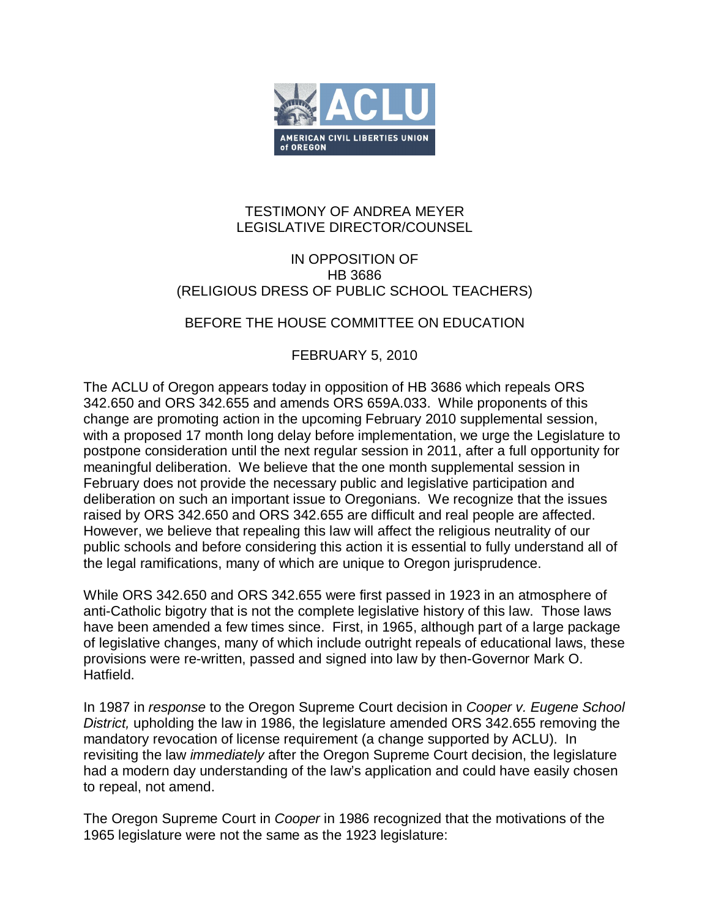**ACLU**

**AMERICAN CIVIL LIBERTIES UNION of OREGON**

TESTIMONY OF ANDREA MEYER
LEGISLATIVE DIRECTOR/COUNSEL

IN OPPOSITION OF
HB 3686
(RELIGIOUS DRESS OF PUBLIC SCHOOL TEACHERS)

BEFORE THE HOUSE COMMITTEE ON EDUCATION

FEBRUARY 5, 2010

The ACLU of Oregon appears today in opposition of HB 3686 which repeals ORS 342.650 and ORS 342.655 and amends ORS 659A.033. While proponents of this change are promoting action in the upcoming February 2010 supplemental session, with a proposed 17 month long delay before implementation, we urge the Legislature to postpone consideration until the next regular session in 2011, after a full opportunity for meaningful deliberation. We believe that the one month supplemental session in February does not provide the necessary public and legislative participation and deliberation on such an important issue to Oregonians. We recognize that the issues raised by ORS 342.650 and ORS 342.655 are difficult and real people are affected. However, we believe that repealing this law will affect the religious neutrality of our public schools and before considering this action it is essential to fully understand all of the legal ramifications, many of which are unique to Oregon jurisprudence.

While ORS 342.650 and ORS 342.655 were first passed in 1923 in an atmosphere of anti-Catholic bigotry that is not the complete legislative history of this law. Those laws have been amended a few times since. First, in 1965, although part of a large package of legislative changes, many of which include outright repeals of educational laws, these provisions were re-written, passed and signed into law by then-Governor Mark O. Hatfield.

In 1987 in *response* to the Oregon Supreme Court decision in *Cooper v. Eugene School District,* upholding the law in 1986, the legislature amended ORS 342.655 removing the mandatory revocation of license requirement (a change supported by ACLU). In revisiting the law *immediately* after the Oregon Supreme Court decision, the legislature had a modern day understanding of the law's application and could have easily chosen to repeal, not amend.

The Oregon Supreme Court in *Cooper* in 1986 recognized that the motivations of the 1965 legislature were not the same as the 1923 legislature: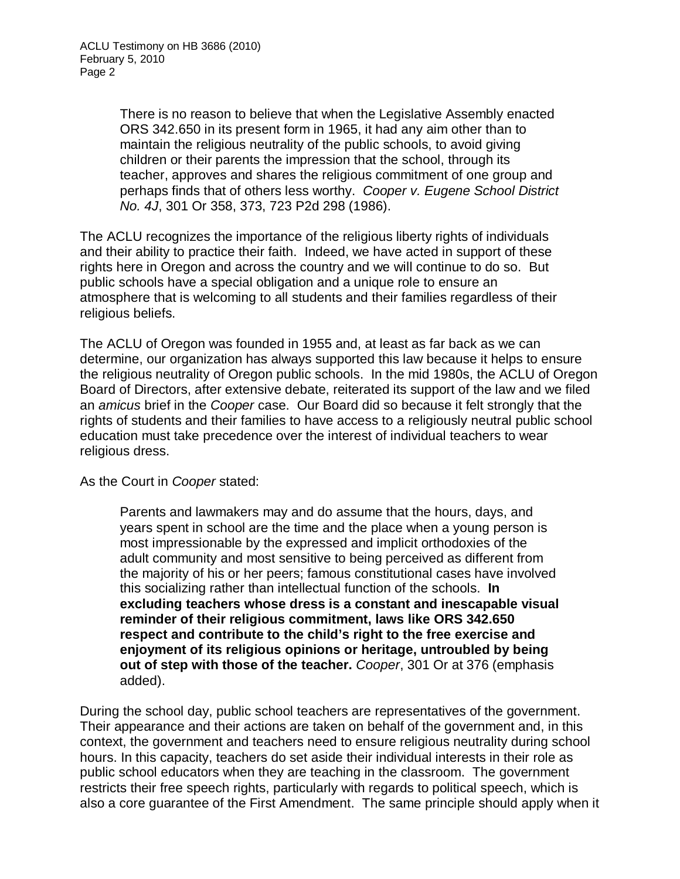> There is no reason to believe that when the Legislative Assembly enacted ORS 342.650 in its present form in 1965, it had any aim other than to maintain the religious neutrality of the public schools, to avoid giving children or their parents the impression that the school, through its teacher, approves and shares the religious commitment of one group and perhaps finds that of others less worthy. *Cooper v. Eugene School District No. 4J*, 301 Or 358, 373, 723 P2d 298 (1986).

The ACLU recognizes the importance of the religious liberty rights of individuals and their ability to practice their faith. Indeed, we have acted in support of these rights here in Oregon and across the country and we will continue to do so. But public schools have a special obligation and a unique role to ensure an atmosphere that is welcoming to all students and their families regardless of their religious beliefs.

The ACLU of Oregon was founded in 1955 and, at least as far back as we can determine, our organization has always supported this law because it helps to ensure the religious neutrality of Oregon public schools. In the mid 1980s, the ACLU of Oregon Board of Directors, after extensive debate, reiterated its support of the law and we filed an *amicus* brief in the *Cooper* case. Our Board did so because it felt strongly that the rights of students and their families to have access to a religiously neutral public school education must take precedence over the interest of individual teachers to wear religious dress.

As the Court in *Cooper* stated:

> Parents and lawmakers may and do assume that the hours, days, and years spent in school are the time and the place when a young person is most impressionable by the expressed and implicit orthodoxies of the adult community and most sensitive to being perceived as different from the majority of his or her peers; famous constitutional cases have involved this socializing rather than intellectual function of the schools. **In excluding teachers whose dress is a constant and inescapable visual reminder of their religious commitment, laws like ORS 342.650 respect and contribute to the child's right to the free exercise and enjoyment of its religious opinions or heritage, untroubled by being out of step with those of the teacher.** *Cooper*, 301 Or at 376 (emphasis added).

During the school day, public school teachers are representatives of the government. Their appearance and their actions are taken on behalf of the government and, in this context, the government and teachers need to ensure religious neutrality during school hours. In this capacity, teachers do set aside their individual interests in their role as public school educators when they are teaching in the classroom. The government restricts their free speech rights, particularly with regards to political speech, which is also a core guarantee of the First Amendment. The same principle should apply when it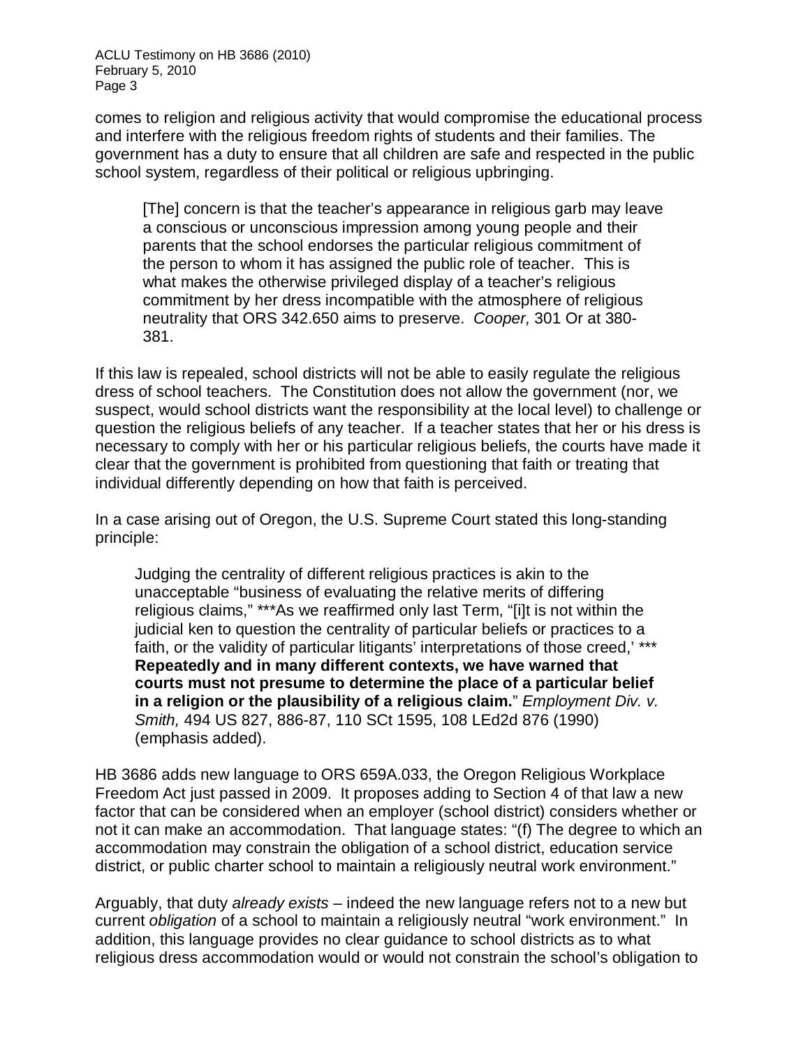comes to religion and religious activity that would compromise the educational process and interfere with the religious freedom rights of students and their families. The government has a duty to ensure that all children are safe and respected in the public school system, regardless of their political or religious upbringing.

> [The] concern is that the teacher's appearance in religious garb may leave a conscious or unconscious impression among young people and their parents that the school endorses the particular religious commitment of the person to whom it has assigned the public role of teacher. This is what makes the otherwise privileged display of a teacher's religious commitment by her dress incompatible with the atmosphere of religious neutrality that ORS 342.650 aims to preserve. *Cooper,* 301 Or at 380-381.

If this law is repealed, school districts will not be able to easily regulate the religious dress of school teachers. The Constitution does not allow the government (nor, we suspect, would school districts want the responsibility at the local level) to challenge or question the religious beliefs of any teacher. If a teacher states that her or his dress is necessary to comply with her or his particular religious beliefs, the courts have made it clear that the government is prohibited from questioning that faith or treating that individual differently depending on how that faith is perceived.

In a case arising out of Oregon, the U.S. Supreme Court stated this long-standing principle:

> Judging the centrality of different religious practices is akin to the unacceptable "business of evaluating the relative merits of differing religious claims," ***As we reaffirmed only last Term, "[i]t is not within the judicial ken to question the centrality of particular beliefs or practices to a faith, or the validity of particular litigants' interpretations of those creed,' *** **Repeatedly and in many different contexts, we have warned that courts must not presume to determine the place of a particular belief in a religion or the plausibility of a religious claim.**" *Employment Div. v. Smith,* 494 US 827, 886-87, 110 SCt 1595, 108 LEd2d 876 (1990) (emphasis added).

HB 3686 adds new language to ORS 659A.033, the Oregon Religious Workplace Freedom Act just passed in 2009. It proposes adding to Section 4 of that law a new factor that can be considered when an employer (school district) considers whether or not it can make an accommodation. That language states: "(f) The degree to which an accommodation may constrain the obligation of a school district, education service district, or public charter school to maintain a religiously neutral work environment."

Arguably, that duty *already exists* – indeed the new language refers not to a new but current *obligation* of a school to maintain a religiously neutral "work environment." In addition, this language provides no clear guidance to school districts as to what religious dress accommodation would or would not constrain the school's obligation to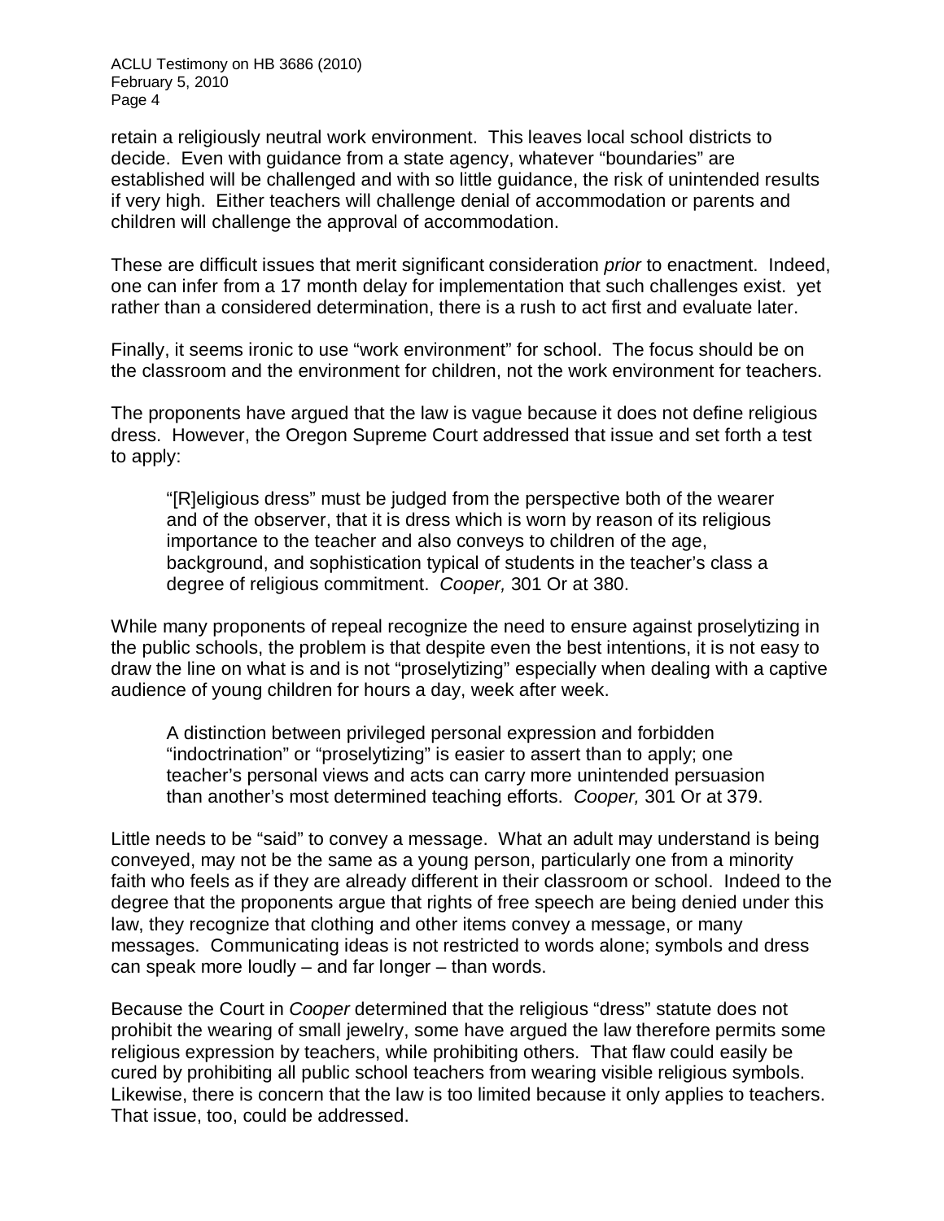retain a religiously neutral work environment. This leaves local school districts to decide. Even with guidance from a state agency, whatever "boundaries" are established will be challenged and with so little guidance, the risk of unintended results if very high. Either teachers will challenge denial of accommodation or parents and children will challenge the approval of accommodation.

These are difficult issues that merit significant consideration *prior* to enactment. Indeed, one can infer from a 17 month delay for implementation that such challenges exist. yet rather than a considered determination, there is a rush to act first and evaluate later.

Finally, it seems ironic to use "work environment" for school. The focus should be on the classroom and the environment for children, not the work environment for teachers.

The proponents have argued that the law is vague because it does not define religious dress. However, the Oregon Supreme Court addressed that issue and set forth a test to apply:

> "[R]eligious dress" must be judged from the perspective both of the wearer and of the observer, that it is dress which is worn by reason of its religious importance to the teacher and also conveys to children of the age, background, and sophistication typical of students in the teacher's class a degree of religious commitment. *Cooper,* 301 Or at 380.

While many proponents of repeal recognize the need to ensure against proselytizing in the public schools, the problem is that despite even the best intentions, it is not easy to draw the line on what is and is not "proselytizing" especially when dealing with a captive audience of young children for hours a day, week after week.

> A distinction between privileged personal expression and forbidden "indoctrination" or "proselytizing" is easier to assert than to apply; one teacher's personal views and acts can carry more unintended persuasion than another's most determined teaching efforts. *Cooper,* 301 Or at 379.

Little needs to be "said" to convey a message. What an adult may understand is being conveyed, may not be the same as a young person, particularly one from a minority faith who feels as if they are already different in their classroom or school. Indeed to the degree that the proponents argue that rights of free speech are being denied under this law, they recognize that clothing and other items convey a message, or many messages. Communicating ideas is not restricted to words alone; symbols and dress can speak more loudly – and far longer – than words.

Because the Court in *Cooper* determined that the religious "dress" statute does not prohibit the wearing of small jewelry, some have argued the law therefore permits some religious expression by teachers, while prohibiting others. That flaw could easily be cured by prohibiting all public school teachers from wearing visible religious symbols. Likewise, there is concern that the law is too limited because it only applies to teachers. That issue, too, could be addressed.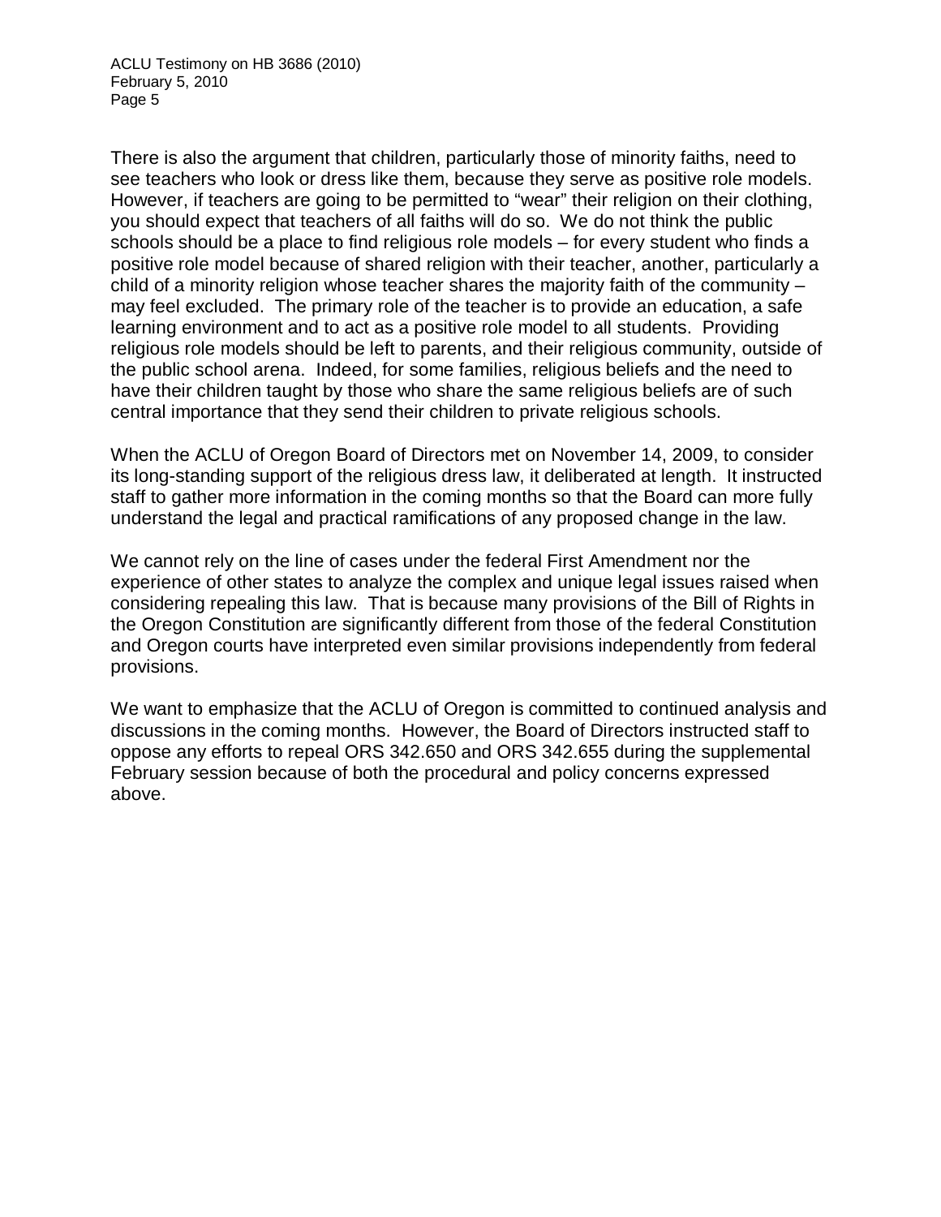There is also the argument that children, particularly those of minority faiths, need to see teachers who look or dress like them, because they serve as positive role models. However, if teachers are going to be permitted to "wear" their religion on their clothing, you should expect that teachers of all faiths will do so. We do not think the public schools should be a place to find religious role models – for every student who finds a positive role model because of shared religion with their teacher, another, particularly a child of a minority religion whose teacher shares the majority faith of the community – may feel excluded. The primary role of the teacher is to provide an education, a safe learning environment and to act as a positive role model to all students. Providing religious role models should be left to parents, and their religious community, outside of the public school arena. Indeed, for some families, religious beliefs and the need to have their children taught by those who share the same religious beliefs are of such central importance that they send their children to private religious schools.

When the ACLU of Oregon Board of Directors met on November 14, 2009, to consider its long-standing support of the religious dress law, it deliberated at length. It instructed staff to gather more information in the coming months so that the Board can more fully understand the legal and practical ramifications of any proposed change in the law.

We cannot rely on the line of cases under the federal First Amendment nor the experience of other states to analyze the complex and unique legal issues raised when considering repealing this law. That is because many provisions of the Bill of Rights in the Oregon Constitution are significantly different from those of the federal Constitution and Oregon courts have interpreted even similar provisions independently from federal provisions.

We want to emphasize that the ACLU of Oregon is committed to continued analysis and discussions in the coming months. However, the Board of Directors instructed staff to oppose any efforts to repeal ORS 342.650 and ORS 342.655 during the supplemental February session because of both the procedural and policy concerns expressed above.